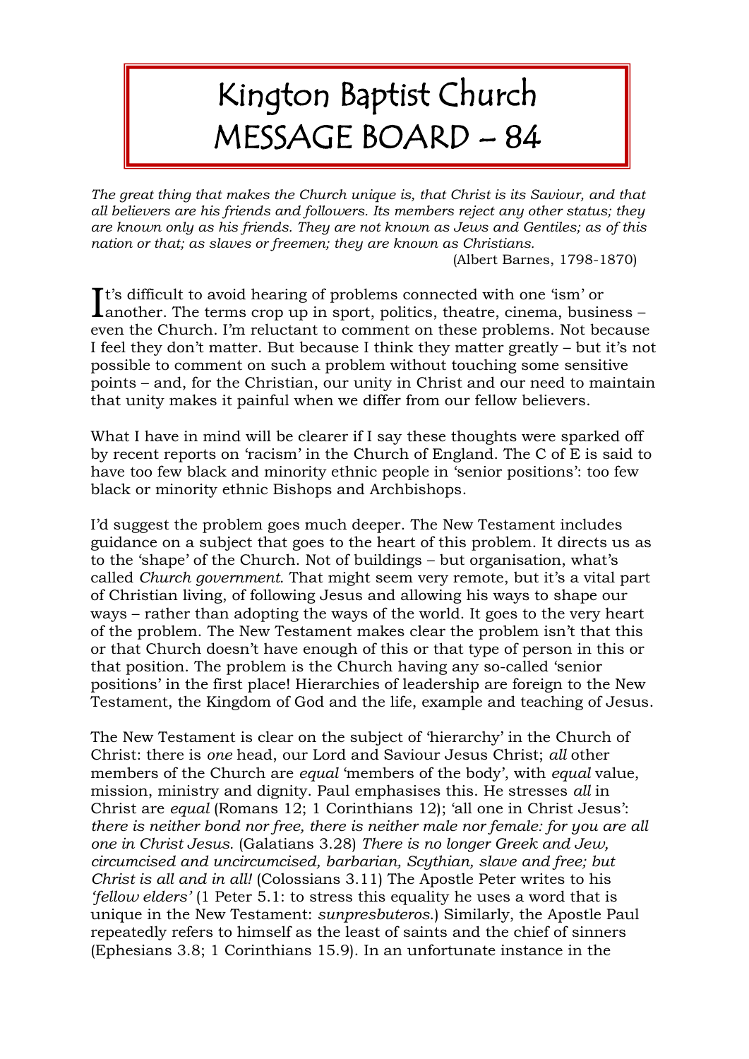# Kington Baptist Church MESSAGE BOARD – 84

*The great thing that makes the Church unique is, that Christ is its Saviour, and that all believers are his friends and followers. Its members reject any other status; they are known only as his friends. They are not known as Jews and Gentiles; as of this nation or that; as slaves or freemen; they are known as Christians.*

(Albert Barnes, 1798-1870)

It's difficult to avoid hearing of problems connected with one 'ism' or another. The terms crop up in sport, politics, theatre, cinema, business – even the Church. I'm reluctant to comment on these problems. Not because I feel they don't matter. But because I think they matter greatly – but it's not possible to comment on such a problem without touching some sensitive points – and, for the Christian, our unity in Christ and our need to maintain that unity makes it painful when we differ from our fellow believers.

What I have in mind will be clearer if I say these thoughts were sparked off by recent reports on 'racism' in the Church of England. The C of E is said to have too few black and minority ethnic people in 'senior positions': too few black or minority ethnic Bishops and Archbishops.

I'd suggest the problem goes much deeper. The New Testament includes guidance on a subject that goes to the heart of this problem. It directs us as to the 'shape' of the Church. Not of buildings – but organisation, what's called *Church government*. That might seem very remote, but it's a vital part of Christian living, of following Jesus and allowing his ways to shape our ways – rather than adopting the ways of the world. It goes to the very heart of the problem. The New Testament makes clear the problem isn't that this or that Church doesn't have enough of this or that type of person in this or that position. The problem is the Church having any so-called 'senior positions' in the first place! Hierarchies of leadership are foreign to the New Testament, the Kingdom of God and the life, example and teaching of Jesus.

The New Testament is clear on the subject of 'hierarchy' in the Church of Christ: there is *one* head, our Lord and Saviour Jesus Christ; *all* other members of the Church are *equal* 'members of the body', with *equal* value, mission, ministry and dignity. Paul emphasises this. He stresses *all* in Christ are *equal* (Romans 12; 1 Corinthians 12); 'all one in Christ Jesus': *there is neither bond nor free, there is neither male nor female: for you are all one in Christ Jesus.* (Galatians 3.28) *There is no longer Greek and Jew, circumcised and uncircumcised, barbarian, Scythian, slave and free; but Christ is all and in all!* (Colossians 3.11) The Apostle Peter writes to his *'fellow elders'* (1 Peter 5.1: to stress this equality he uses a word that is unique in the New Testament: *sunpresbuteros*.) Similarly, the Apostle Paul repeatedly refers to himself as the least of saints and the chief of sinners (Ephesians 3.8; 1 Corinthians 15.9). In an unfortunate instance in the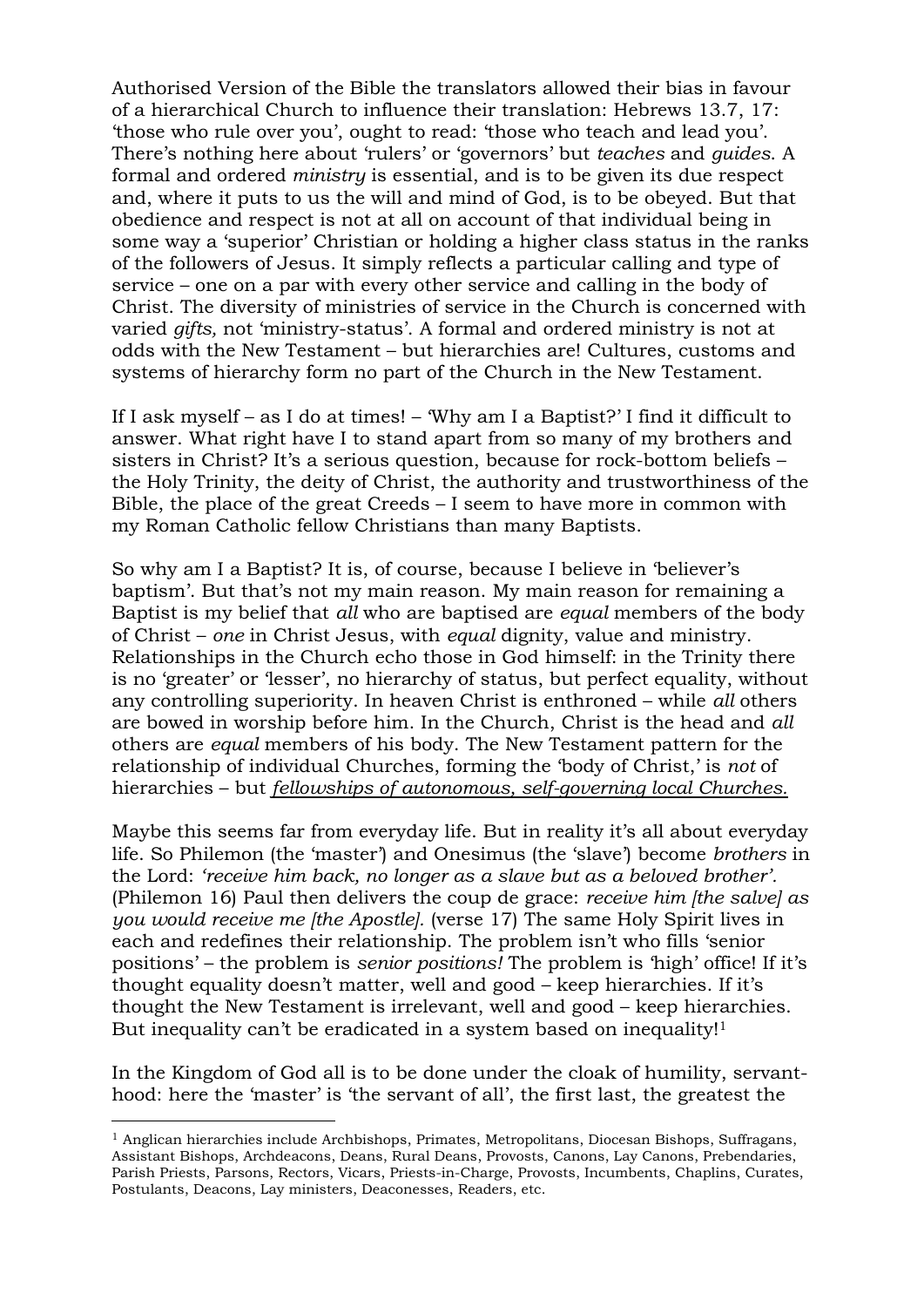Authorised Version of the Bible the translators allowed their bias in favour of a hierarchical Church to influence their translation: Hebrews 13.7, 17: 'those who rule over you', ought to read: 'those who teach and lead you'. There's nothing here about 'rulers' or 'governors' but *teaches* and *guides*. A formal and ordered *ministry* is essential, and is to be given its due respect and, where it puts to us the will and mind of God, is to be obeyed. But that obedience and respect is not at all on account of that individual being in some way a 'superior' Christian or holding a higher class status in the ranks of the followers of Jesus. It simply reflects a particular calling and type of service – one on a par with every other service and calling in the body of Christ. The diversity of ministries of service in the Church is concerned with varied *gifts,* not 'ministry-status'. A formal and ordered ministry is not at odds with the New Testament – but hierarchies are! Cultures, customs and systems of hierarchy form no part of the Church in the New Testament.

If I ask myself – as I do at times! – 'Why am I a Baptist?' I find it difficult to answer. What right have I to stand apart from so many of my brothers and sisters in Christ? It's a serious question, because for rock-bottom beliefs – the Holy Trinity, the deity of Christ, the authority and trustworthiness of the Bible, the place of the great Creeds – I seem to have more in common with my Roman Catholic fellow Christians than many Baptists.

So why am I a Baptist? It is, of course, because I believe in 'believer's baptism'. But that's not my main reason. My main reason for remaining a Baptist is my belief that *all* who are baptised are *equal* members of the body of Christ – *one* in Christ Jesus, with *equal* dignity, value and ministry. Relationships in the Church echo those in God himself: in the Trinity there is no 'greater' or 'lesser', no hierarchy of status, but perfect equality, without any controlling superiority. In heaven Christ is enthroned – while *all* others are bowed in worship before him. In the Church, Christ is the head and *all* others are *equal* members of his body. The New Testament pattern for the relationship of individual Churches, forming the 'body of Christ,' is *not* of hierarchies – but <u>*fellowships of autonomous, self-governing local Churches.*</u>

Maybe this seems far from everyday life. But in reality it's all about everyday life. So Philemon (the 'master') and Onesimus (the 'slave') become *brothers* in the Lord: *'receive him back, no longer as a slave but as a beloved brother'.* (Philemon 16) Paul then delivers the coup de grace: *receive him [the salve] as you would receive me [the Apostle].* (verse 17) The same Holy Spirit lives in each and redefines their relationship. The problem isn't who fills 'senior positions' – the problem is *senior positions!* The problem is 'high' office! If it's thought equality doesn't matter, well and good – keep hierarchies. If it's thought the New Testament is irrelevant, well and good – keep hierarchies. But inequality can't be eradicated in a system based on inequality![1]

In the Kingdom of God all is to be done under the cloak of humility, servant-hood: here the 'master' is 'the servant of all', the first last, the greatest the

---

[1] Anglican hierarchies include Archbishops, Primates, Metropolitans, Diocesan Bishops, Suffragans, Assistant Bishops, Archdeacons, Deans, Rural Deans, Provosts, Canons, Lay Canons, Prebendaries, Parish Priests, Parsons, Rectors, Vicars, Priests-in-Charge, Provosts, Incumbents, Chaplins, Curates, Postulants, Deacons, Lay ministers, Deaconesses, Readers, etc.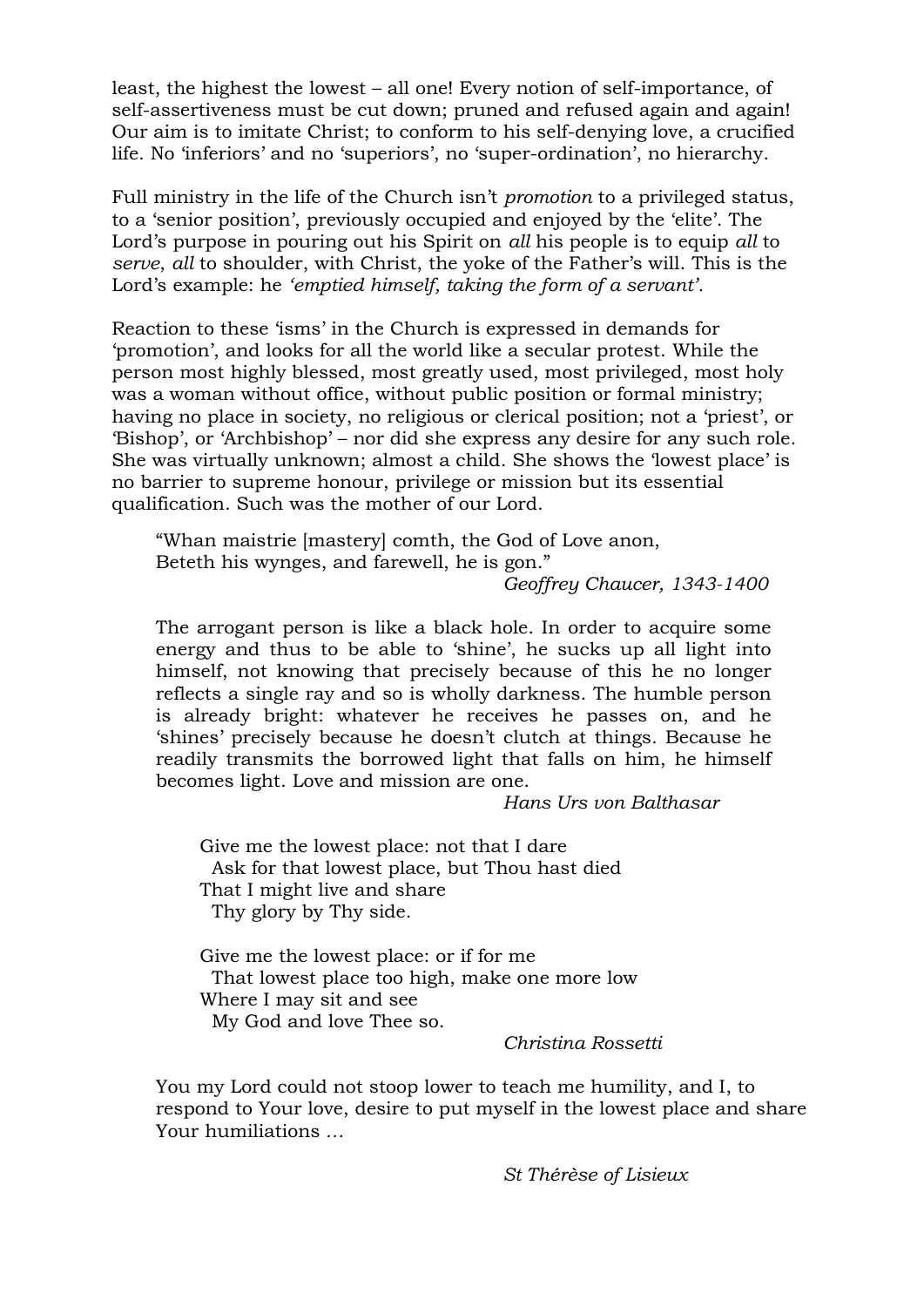least, the highest the lowest – all one! Every notion of self-importance, of self-assertiveness must be cut down; pruned and refused again and again! Our aim is to imitate Christ; to conform to his self-denying love, a crucified life. No 'inferiors' and no 'superiors', no 'super-ordination', no hierarchy.

Full ministry in the life of the Church isn't *promotion* to a privileged status, to a 'senior position', previously occupied and enjoyed by the 'elite'. The Lord's purpose in pouring out his Spirit on *all* his people is to equip *all* to *serve*, *all* to shoulder, with Christ, the yoke of the Father's will. This is the Lord's example: he *'emptied himself, taking the form of a servant'*.

Reaction to these 'isms' in the Church is expressed in demands for 'promotion', and looks for all the world like a secular protest. While the person most highly blessed, most greatly used, most privileged, most holy was a woman without office, without public position or formal ministry; having no place in society, no religious or clerical position; not a 'priest', or 'Bishop', or 'Archbishop' – nor did she express any desire for any such role. She was virtually unknown; almost a child. She shows the 'lowest place' is no barrier to supreme honour, privilege or mission but its essential qualification. Such was the mother of our Lord.

> "Whan maistrie [mastery] comth, the God of Love anon,
> Beteth his wynges, and farewell, he is gon."
>
> *Geoffrey Chaucer, 1343-1400*

> The arrogant person is like a black hole. In order to acquire some energy and thus to be able to 'shine', he sucks up all light into himself, not knowing that precisely because of this he no longer reflects a single ray and so is wholly darkness. The humble person is already bright: whatever he receives he passes on, and he 'shines' precisely because he doesn't clutch at things. Because he readily transmits the borrowed light that falls on him, he himself becomes light. Love and mission are one.
>
> *Hans Urs von Balthasar*

> Give me the lowest place: not that I dare
> Ask for that lowest place, but Thou hast died
> That I might live and share
> Thy glory by Thy side.
>
> Give me the lowest place: or if for me
> That lowest place too high, make one more low
> Where I may sit and see
> My God and love Thee so.
>
> *Christina Rossetti*

> You my Lord could not stoop lower to teach me humility, and I, to respond to Your love, desire to put myself in the lowest place and share Your humiliations …
>
> *St Thérèse of Lisieux*